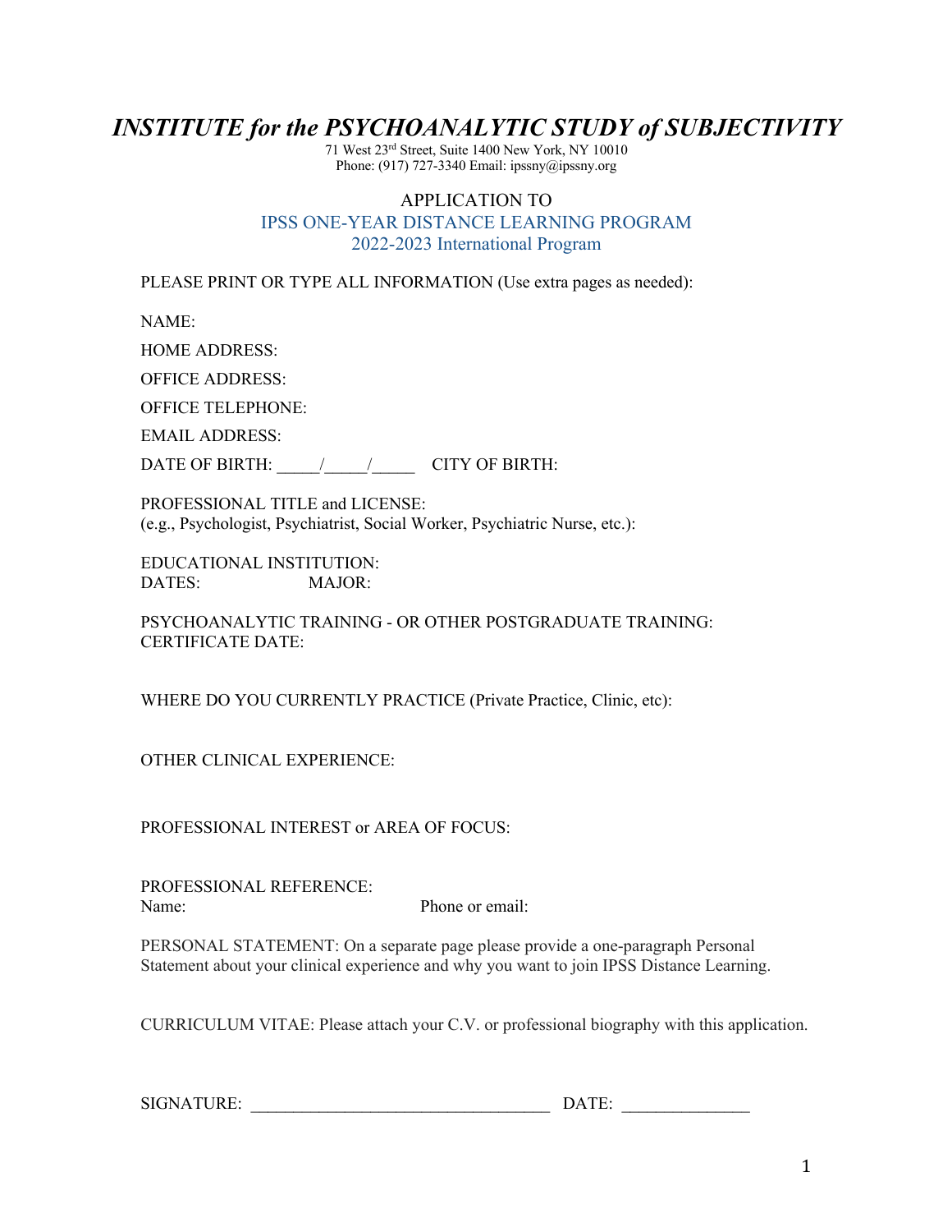# *INSTITUTE for the PSYCHOANALYTIC STUDY of SUBJECTIVITY*

71 West 23rd Street, Suite 1400 New York, NY 10010
Phone: (917) 727-3340 Email: ipssny@ipssny.org

## APPLICATION TO
## IPSS ONE-YEAR DISTANCE LEARNING PROGRAM
## 2022-2023 International Program

PLEASE PRINT OR TYPE ALL INFORMATION (Use extra pages as needed):

NAME:

HOME ADDRESS:

OFFICE ADDRESS:

OFFICE TELEPHONE:

EMAIL ADDRESS:

DATE OF BIRTH: _____/_____/_____ CITY OF BIRTH:

PROFESSIONAL TITLE and LICENSE:
(e.g., Psychologist, Psychiatrist, Social Worker, Psychiatric Nurse, etc.):

EDUCATIONAL INSTITUTION:
DATES: MAJOR:

PSYCHOANALYTIC TRAINING - OR OTHER POSTGRADUATE TRAINING:
CERTIFICATE DATE:

WHERE DO YOU CURRENTLY PRACTICE (Private Practice, Clinic, etc):

OTHER CLINICAL EXPERIENCE:

PROFESSIONAL INTEREST or AREA OF FOCUS:

PROFESSIONAL REFERENCE:
Name: Phone or email:

PERSONAL STATEMENT: On a separate page please provide a one-paragraph Personal Statement about your clinical experience and why you want to join IPSS Distance Learning.

CURRICULUM VITAE: Please attach your C.V. or professional biography with this application.

SIGNATURE: __________________________________ DATE: ______________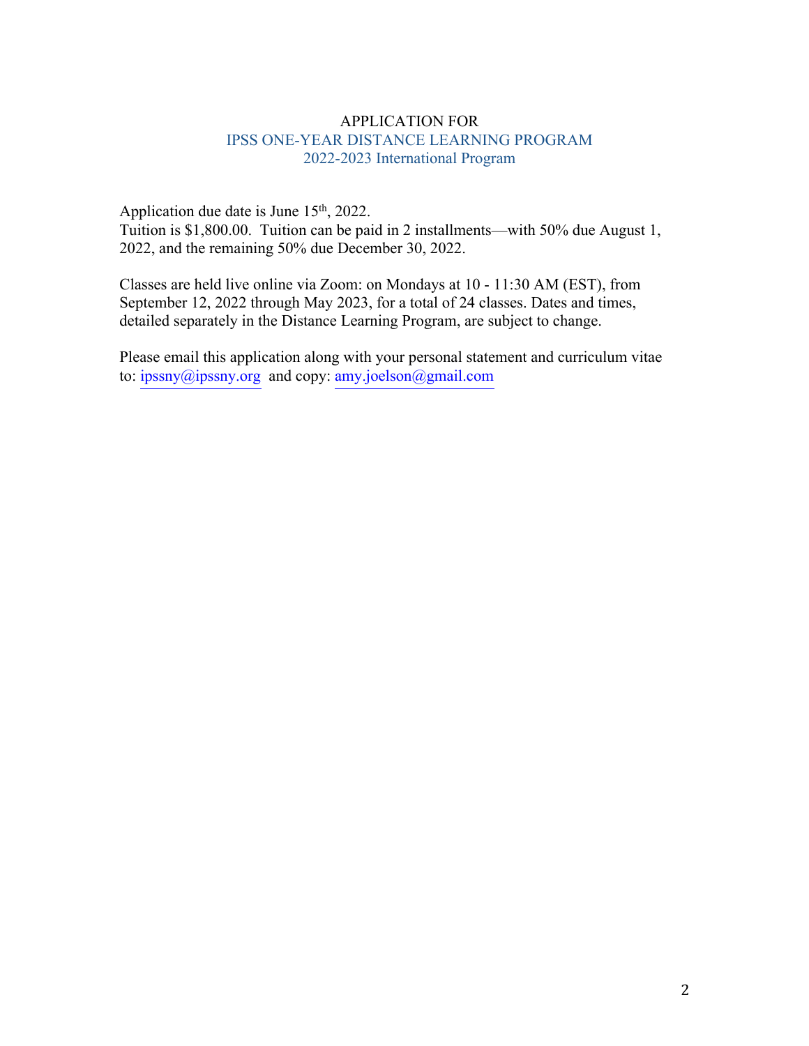APPLICATION FOR
IPSS ONE-YEAR DISTANCE LEARNING PROGRAM
2022-2023 International Program

Application due date is June 15th, 2022.
Tuition is $1,800.00. Tuition can be paid in 2 installments—with 50% due August 1, 2022, and the remaining 50% due December 30, 2022.

Classes are held live online via Zoom: on Mondays at 10 - 11:30 AM (EST), from September 12, 2022 through May 2023, for a total of 24 classes. Dates and times, detailed separately in the Distance Learning Program, are subject to change.

Please email this application along with your personal statement and curriculum vitae to: ipssny@ipssny.org and copy: amy.joelson@gmail.com